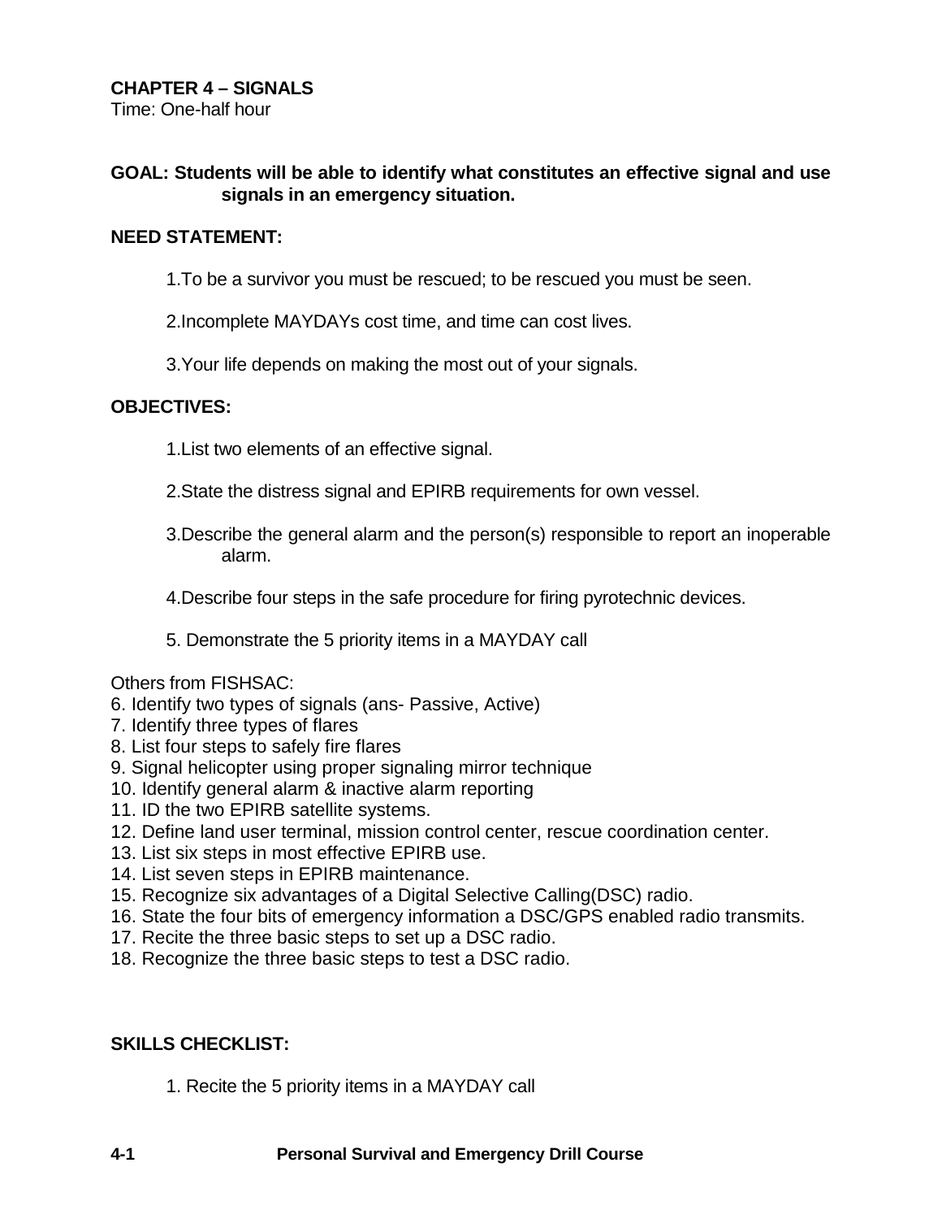**CHAPTER 4 – SIGNALS**
Time: One-half hour

**GOAL: Students will be able to identify what constitutes an effective signal and use signals in an emergency situation.**

**NEED STATEMENT:**

1. To be a survivor you must be rescued; to be rescued you must be seen.

2. Incomplete MAYDAYs cost time, and time can cost lives.

3. Your life depends on making the most out of your signals.

**OBJECTIVES:**

1. List two elements of an effective signal.

2. State the distress signal and EPIRB requirements for own vessel.

3. Describe the general alarm and the person(s) responsible to report an inoperable alarm.

4. Describe four steps in the safe procedure for firing pyrotechnic devices.

5. Demonstrate the 5 priority items in a MAYDAY call

Others from FISHSAC:
6. Identify two types of signals (ans- Passive, Active)
7. Identify three types of flares
8. List four steps to safely fire flares
9. Signal helicopter using proper signaling mirror technique
10. Identify general alarm & inactive alarm reporting
11. ID the two EPIRB satellite systems.
12. Define land user terminal, mission control center, rescue coordination center.
13. List six steps in most effective EPIRB use.
14. List seven steps in EPIRB maintenance.
15. Recognize six advantages of a Digital Selective Calling(DSC) radio.
16. State the four bits of emergency information a DSC/GPS enabled radio transmits.
17. Recite the three basic steps to set up a DSC radio.
18. Recognize the three basic steps to test a DSC radio.

**SKILLS CHECKLIST:**

1. Recite the 5 priority items in a MAYDAY call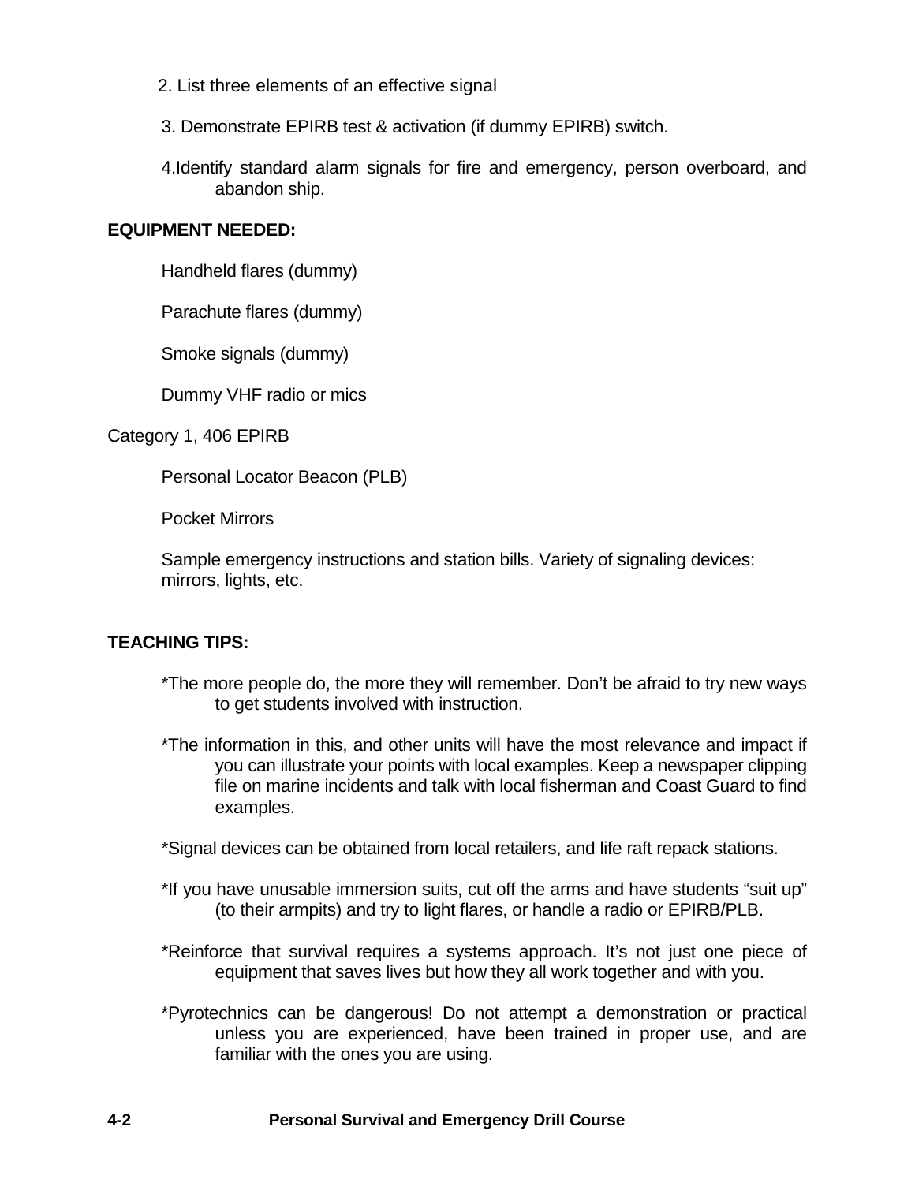2. List three elements of an effective signal

3. Demonstrate EPIRB test & activation (if dummy EPIRB) switch.

4. Identify standard alarm signals for fire and emergency, person overboard, and abandon ship.

**EQUIPMENT NEEDED:**

Handheld flares (dummy)

Parachute flares (dummy)

Smoke signals (dummy)

Dummy VHF radio or mics

Category 1, 406 EPIRB

Personal Locator Beacon (PLB)

Pocket Mirrors

Sample emergency instructions and station bills. Variety of signaling devices: mirrors, lights, etc.

**TEACHING TIPS:**

*The more people do, the more they will remember. Don't be afraid to try new ways to get students involved with instruction.

*The information in this, and other units will have the most relevance and impact if you can illustrate your points with local examples. Keep a newspaper clipping file on marine incidents and talk with local fisherman and Coast Guard to find examples.

*Signal devices can be obtained from local retailers, and life raft repack stations.

*If you have unusable immersion suits, cut off the arms and have students "suit up" (to their armpits) and try to light flares, or handle a radio or EPIRB/PLB.

*Reinforce that survival requires a systems approach. It's not just one piece of equipment that saves lives but how they all work together and with you.

*Pyrotechnics can be dangerous! Do not attempt a demonstration or practical unless you are experienced, have been trained in proper use, and are familiar with the ones you are using.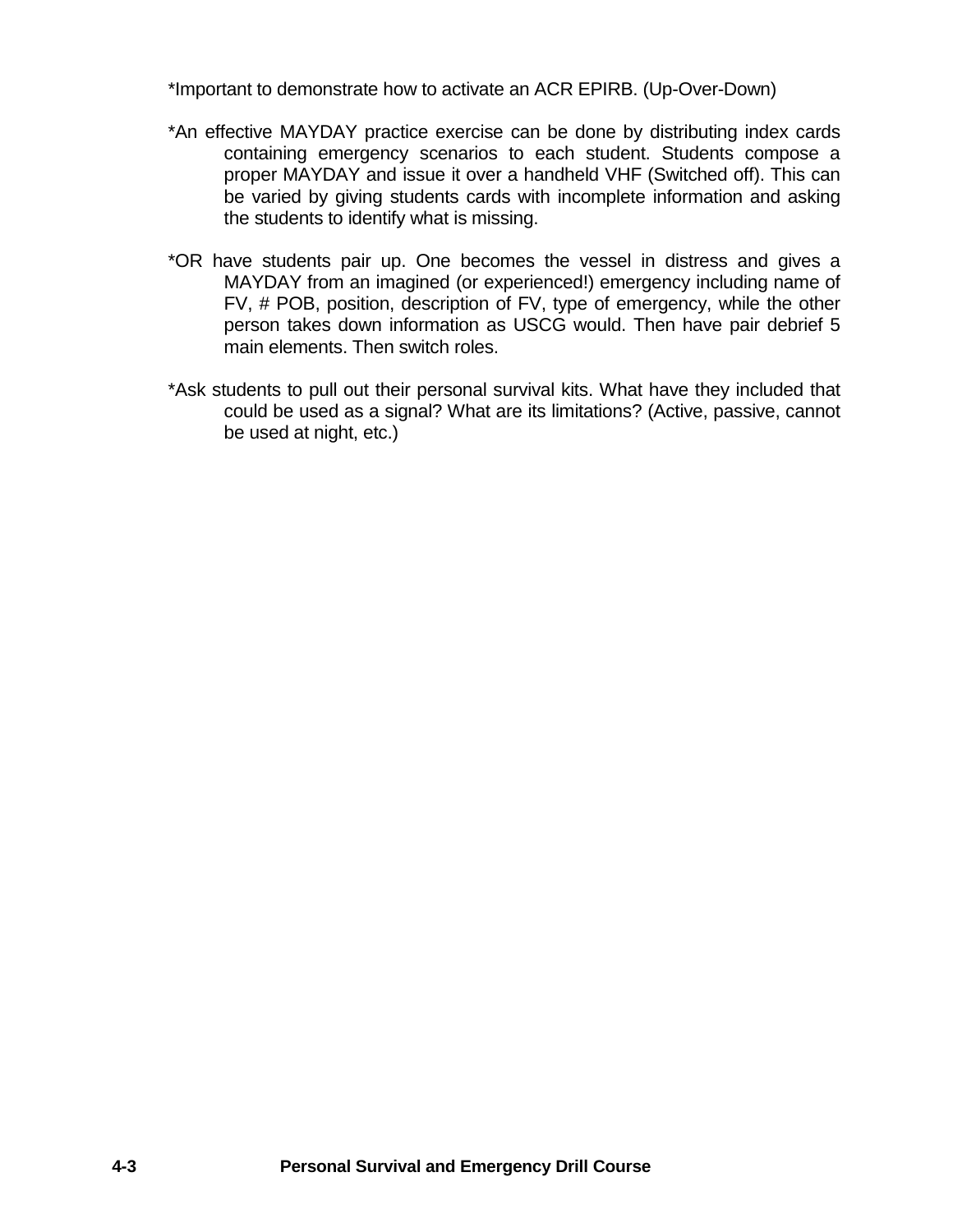*Important to demonstrate how to activate an ACR EPIRB. (Up-Over-Down)

*An effective MAYDAY practice exercise can be done by distributing index cards containing emergency scenarios to each student. Students compose a proper MAYDAY and issue it over a handheld VHF (Switched off). This can be varied by giving students cards with incomplete information and asking the students to identify what is missing.

*OR have students pair up. One becomes the vessel in distress and gives a MAYDAY from an imagined (or experienced!) emergency including name of FV, # POB, position, description of FV, type of emergency, while the other person takes down information as USCG would. Then have pair debrief 5 main elements. Then switch roles.

*Ask students to pull out their personal survival kits. What have they included that could be used as a signal? What are its limitations? (Active, passive, cannot be used at night, etc.)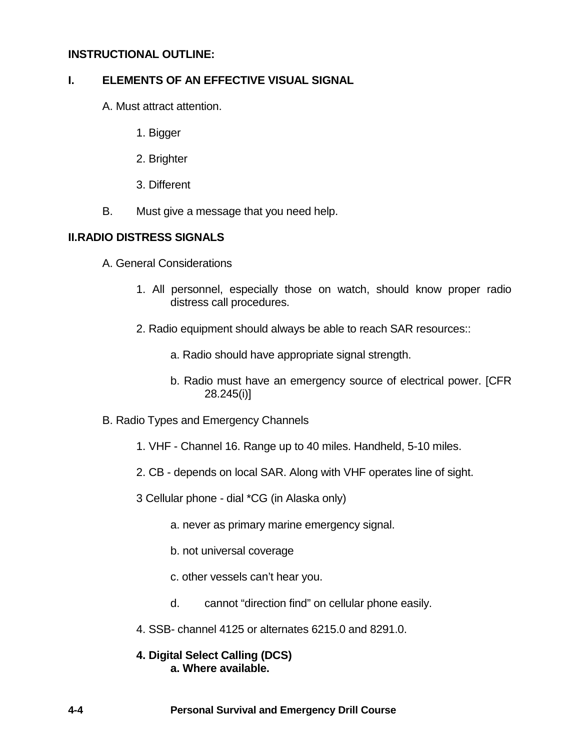**INSTRUCTIONAL OUTLINE:**

## I. ELEMENTS OF AN EFFECTIVE VISUAL SIGNAL

A. Must attract attention.

1. Bigger

2. Brighter

3. Different

B. Must give a message that you need help.

## II. RADIO DISTRESS SIGNALS

A. General Considerations

1. All personnel, especially those on watch, should know proper radio distress call procedures.

2. Radio equipment should always be able to reach SAR resources::

a. Radio should have appropriate signal strength.

b. Radio must have an emergency source of electrical power. [CFR 28.245(i)]

B. Radio Types and Emergency Channels

1. VHF - Channel 16. Range up to 40 miles. Handheld, 5-10 miles.

2. CB - depends on local SAR. Along with VHF operates line of sight.

3 Cellular phone - dial *CG (in Alaska only)

a. never as primary marine emergency signal.

b. not universal coverage

c. other vessels can't hear you.

d. cannot "direction find" on cellular phone easily.

4. SSB- channel 4125 or alternates 6215.0 and 8291.0.

**4. Digital Select Calling (DCS)**
**a. Where available.**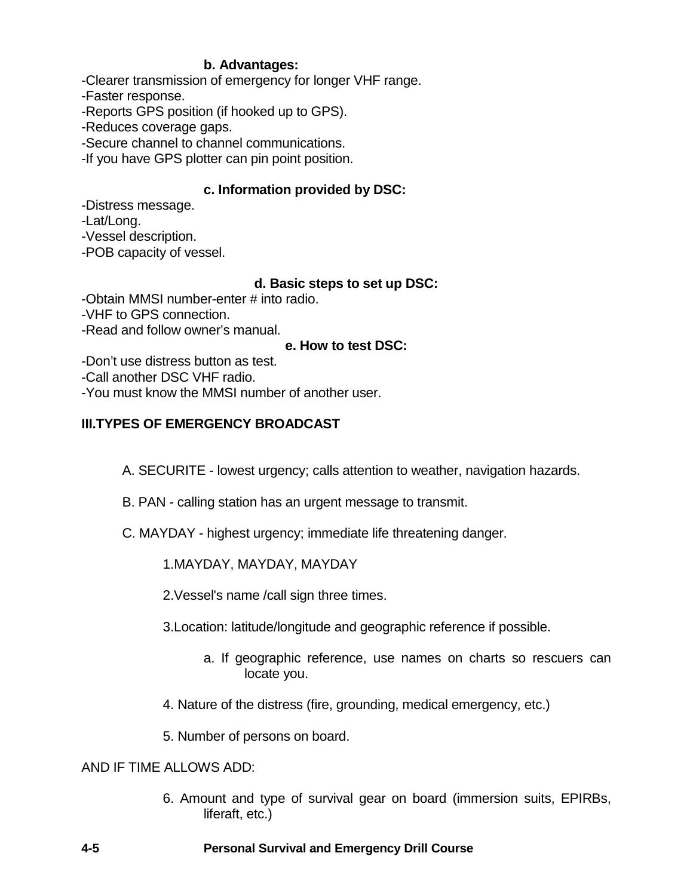**b. Advantages:**

-Clearer transmission of emergency for longer VHF range.
-Faster response.
-Reports GPS position (if hooked up to GPS).
-Reduces coverage gaps.
-Secure channel to channel communications.
-If you have GPS plotter can pin point position.

**c. Information provided by DSC:**

-Distress message.
-Lat/Long.
-Vessel description.
-POB capacity of vessel.

**d. Basic steps to set up DSC:**

-Obtain MMSI number-enter # into radio.
-VHF to GPS connection.
-Read and follow owner's manual.

**e. How to test DSC:**

-Don't use distress button as test.
-Call another DSC VHF radio.
-You must know the MMSI number of another user.

## III.TYPES OF EMERGENCY BROADCAST

A. SECURITE - lowest urgency; calls attention to weather, navigation hazards.

B. PAN - calling station has an urgent message to transmit.

C. MAYDAY - highest urgency; immediate life threatening danger.

1. MAYDAY, MAYDAY, MAYDAY

2. Vessel's name /call sign three times.

3. Location: latitude/longitude and geographic reference if possible.

   a. If geographic reference, use names on charts so rescuers can locate you.

4. Nature of the distress (fire, grounding, medical emergency, etc.)

5. Number of persons on board.

AND IF TIME ALLOWS ADD:

6. Amount and type of survival gear on board (immersion suits, EPIRBs, liferaft, etc.)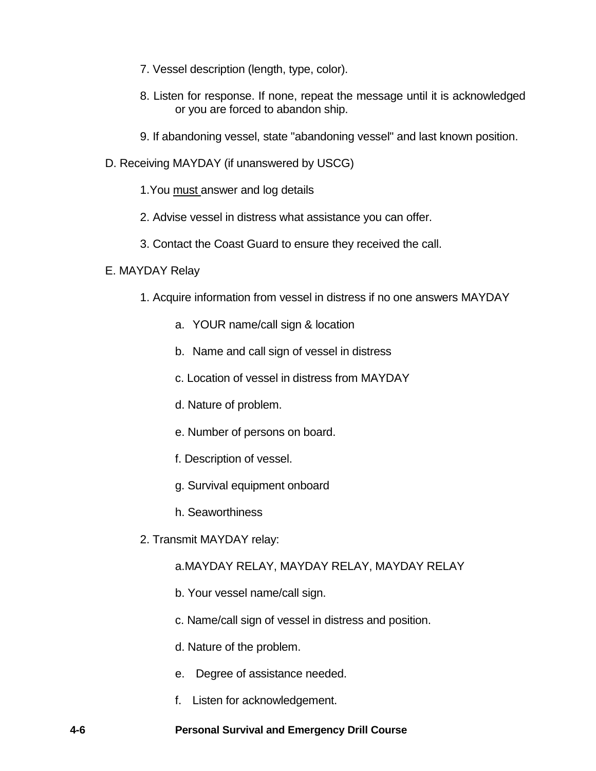7. Vessel description (length, type, color).

8. Listen for response. If none, repeat the message until it is acknowledged or you are forced to abandon ship.

9. If abandoning vessel, state "abandoning vessel" and last known position.

D. Receiving MAYDAY (if unanswered by USCG)

1. You <u>must</u> answer and log details

2. Advise vessel in distress what assistance you can offer.

3. Contact the Coast Guard to ensure they received the call.

E. MAYDAY Relay

1. Acquire information from vessel in distress if no one answers MAYDAY

   a. YOUR name/call sign & location

   b. Name and call sign of vessel in distress

   c. Location of vessel in distress from MAYDAY

   d. Nature of problem.

   e. Number of persons on board.

   f. Description of vessel.

   g. Survival equipment onboard

   h. Seaworthiness

2. Transmit MAYDAY relay:

   a. MAYDAY RELAY, MAYDAY RELAY, MAYDAY RELAY

   b. Your vessel name/call sign.

   c. Name/call sign of vessel in distress and position.

   d. Nature of the problem.

   e. Degree of assistance needed.

   f. Listen for acknowledgement.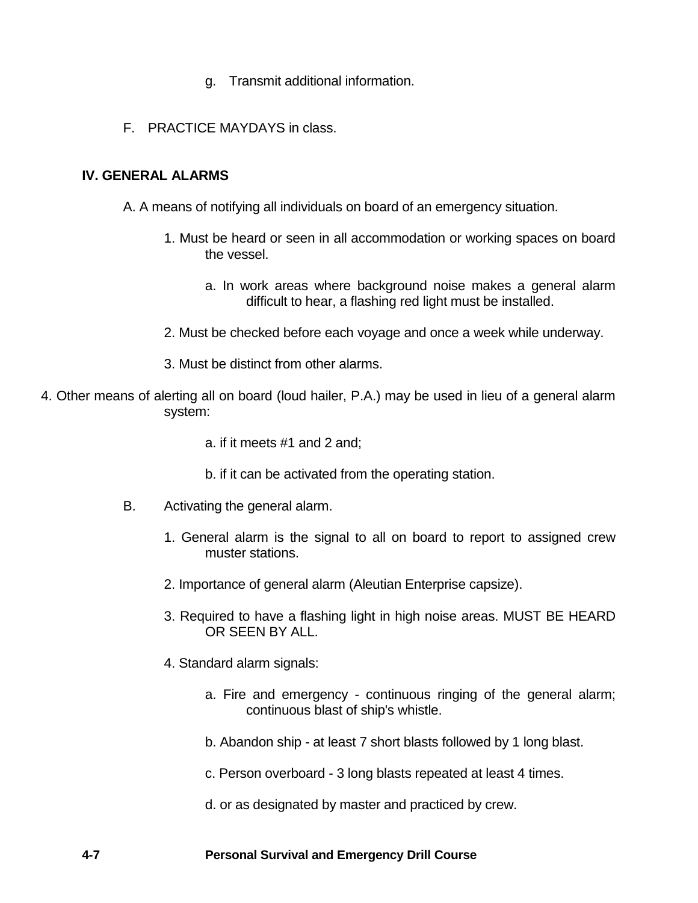g. Transmit additional information.

F. PRACTICE MAYDAYS in class.

## IV. GENERAL ALARMS

A. A means of notifying all individuals on board of an emergency situation.

1. Must be heard or seen in all accommodation or working spaces on board the vessel.

    a. In work areas where background noise makes a general alarm difficult to hear, a flashing red light must be installed.

2. Must be checked before each voyage and once a week while underway.

3. Must be distinct from other alarms.

4. Other means of alerting all on board (loud hailer, P.A.) may be used in lieu of a general alarm system:

    a. if it meets #1 and 2 and;

    b. if it can be activated from the operating station.

B. Activating the general alarm.

1. General alarm is the signal to all on board to report to assigned crew muster stations.

2. Importance of general alarm (Aleutian Enterprise capsize).

3. Required to have a flashing light in high noise areas. MUST BE HEARD OR SEEN BY ALL.

4. Standard alarm signals:

    a. Fire and emergency - continuous ringing of the general alarm; continuous blast of ship's whistle.

    b. Abandon ship - at least 7 short blasts followed by 1 long blast.

    c. Person overboard - 3 long blasts repeated at least 4 times.

    d. or as designated by master and practiced by crew.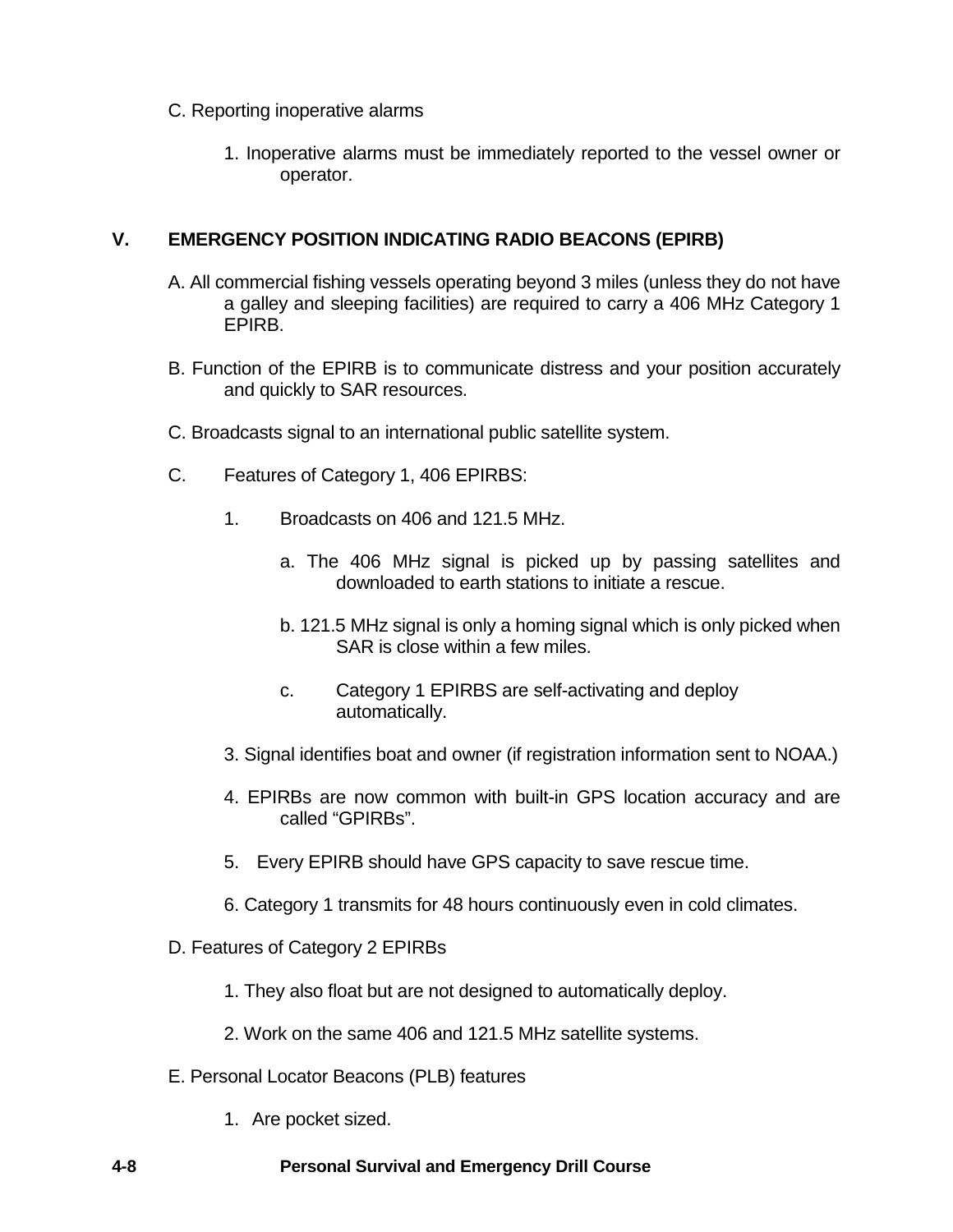C. Reporting inoperative alarms

1. Inoperative alarms must be immediately reported to the vessel owner or operator.

## V. EMERGENCY POSITION INDICATING RADIO BEACONS (EPIRB)

A. All commercial fishing vessels operating beyond 3 miles (unless they do not have a galley and sleeping facilities) are required to carry a 406 MHz Category 1 EPIRB.

B. Function of the EPIRB is to communicate distress and your position accurately and quickly to SAR resources.

C. Broadcasts signal to an international public satellite system.

C. Features of Category 1, 406 EPIRBS:

1. Broadcasts on 406 and 121.5 MHz.

   a. The 406 MHz signal is picked up by passing satellites and downloaded to earth stations to initiate a rescue.

   b. 121.5 MHz signal is only a homing signal which is only picked when SAR is close within a few miles.

   c. Category 1 EPIRBS are self-activating and deploy automatically.

3. Signal identifies boat and owner (if registration information sent to NOAA.)

4. EPIRBs are now common with built-in GPS location accuracy and are called “GPIRBs”.

5. Every EPIRB should have GPS capacity to save rescue time.

6. Category 1 transmits for 48 hours continuously even in cold climates.

D. Features of Category 2 EPIRBs

1. They also float but are not designed to automatically deploy.

2. Work on the same 406 and 121.5 MHz satellite systems.

E. Personal Locator Beacons (PLB) features

1. Are pocket sized.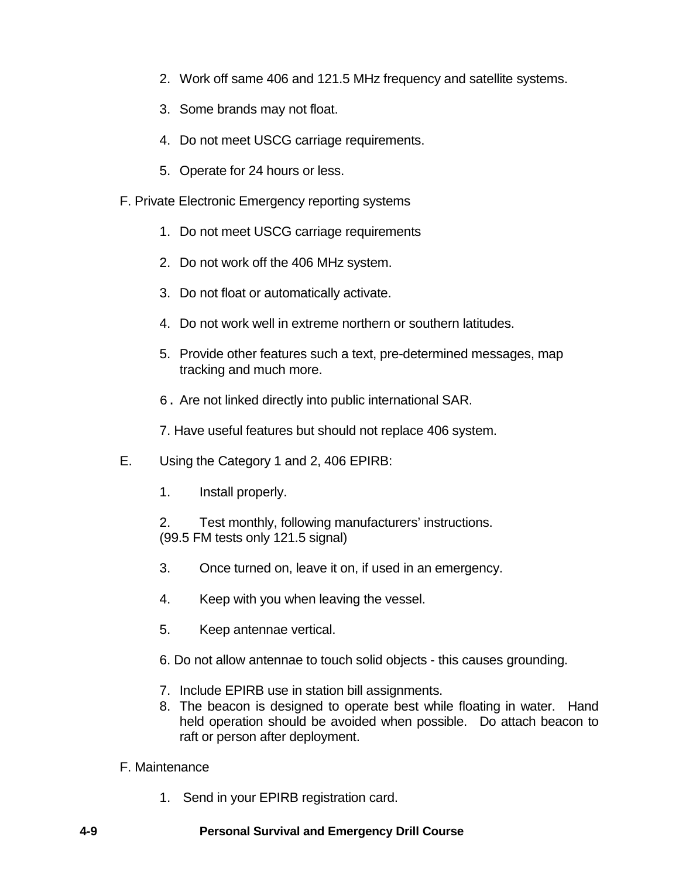2. Work off same 406 and 121.5 MHz frequency and satellite systems.

3. Some brands may not float.

4. Do not meet USCG carriage requirements.

5. Operate for 24 hours or less.

F. Private Electronic Emergency reporting systems

1. Do not meet USCG carriage requirements

2. Do not work off the 406 MHz system.

3. Do not float or automatically activate.

4. Do not work well in extreme northern or southern latitudes.

5. Provide other features such a text, pre-determined messages, map tracking and much more.

6. Are not linked directly into public international SAR.

7. Have useful features but should not replace 406 system.

E. Using the Category 1 and 2, 406 EPIRB:

1. Install properly.

2. Test monthly, following manufacturers' instructions.
(99.5 FM tests only 121.5 signal)

3. Once turned on, leave it on, if used in an emergency.

4. Keep with you when leaving the vessel.

5. Keep antennae vertical.

6. Do not allow antennae to touch solid objects - this causes grounding.

7. Include EPIRB use in station bill assignments.
8. The beacon is designed to operate best while floating in water. Hand held operation should be avoided when possible. Do attach beacon to raft or person after deployment.

F. Maintenance

1. Send in your EPIRB registration card.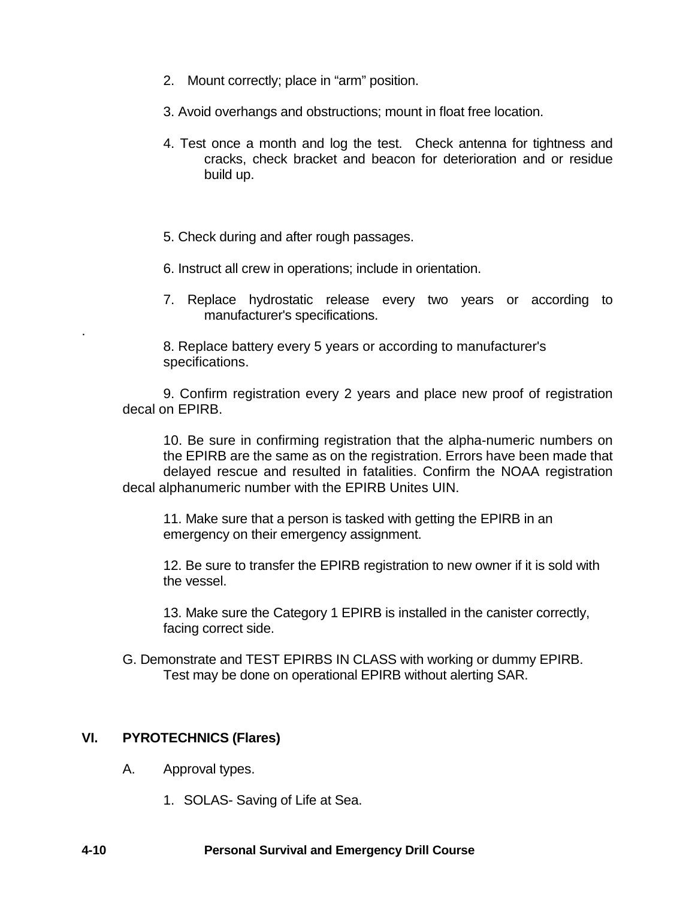2. Mount correctly; place in "arm" position.

3. Avoid overhangs and obstructions; mount in float free location.

4. Test once a month and log the test. Check antenna for tightness and cracks, check bracket and beacon for deterioration and or residue build up.

5. Check during and after rough passages.

6. Instruct all crew in operations; include in orientation.

7. Replace hydrostatic release every two years or according to manufacturer's specifications.

8. Replace battery every 5 years or according to manufacturer's specifications.

9. Confirm registration every 2 years and place new proof of registration decal on EPIRB.

10. Be sure in confirming registration that the alpha-numeric numbers on the EPIRB are the same as on the registration. Errors have been made that delayed rescue and resulted in fatalities. Confirm the NOAA registration decal alphanumeric number with the EPIRB Unites UIN.

11. Make sure that a person is tasked with getting the EPIRB in an emergency on their emergency assignment.

12. Be sure to transfer the EPIRB registration to new owner if it is sold with the vessel.

13. Make sure the Category 1 EPIRB is installed in the canister correctly, facing correct side.

G. Demonstrate and TEST EPIRBS IN CLASS with working or dummy EPIRB. Test may be done on operational EPIRB without alerting SAR.

## VI. PYROTECHNICS (Flares)

A. Approval types.

1. SOLAS- Saving of Life at Sea.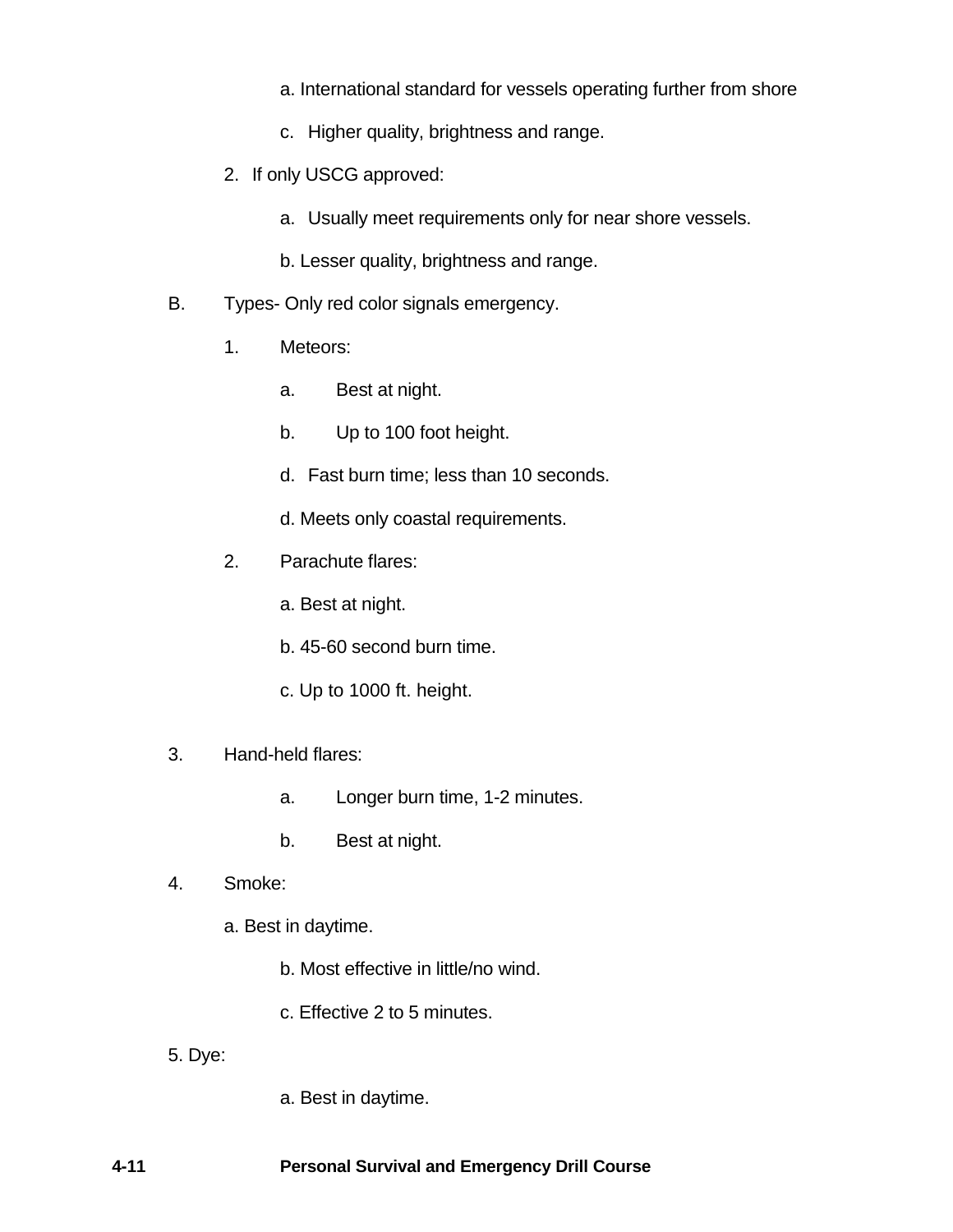a. International standard for vessels operating further from shore

c. Higher quality, brightness and range.

2. If only USCG approved:

   a. Usually meet requirements only for near shore vessels.

   b. Lesser quality, brightness and range.

B. Types- Only red color signals emergency.

1. Meteors:

   a. Best at night.

   b. Up to 100 foot height.

   d. Fast burn time; less than 10 seconds.

   d. Meets only coastal requirements.

2. Parachute flares:

   a. Best at night.

   b. 45-60 second burn time.

   c. Up to 1000 ft. height.

3. Hand-held flares:

   a. Longer burn time, 1-2 minutes.

   b. Best at night.

4. Smoke:

   a. Best in daytime.

   b. Most effective in little/no wind.

   c. Effective 2 to 5 minutes.

5. Dye:

   a. Best in daytime.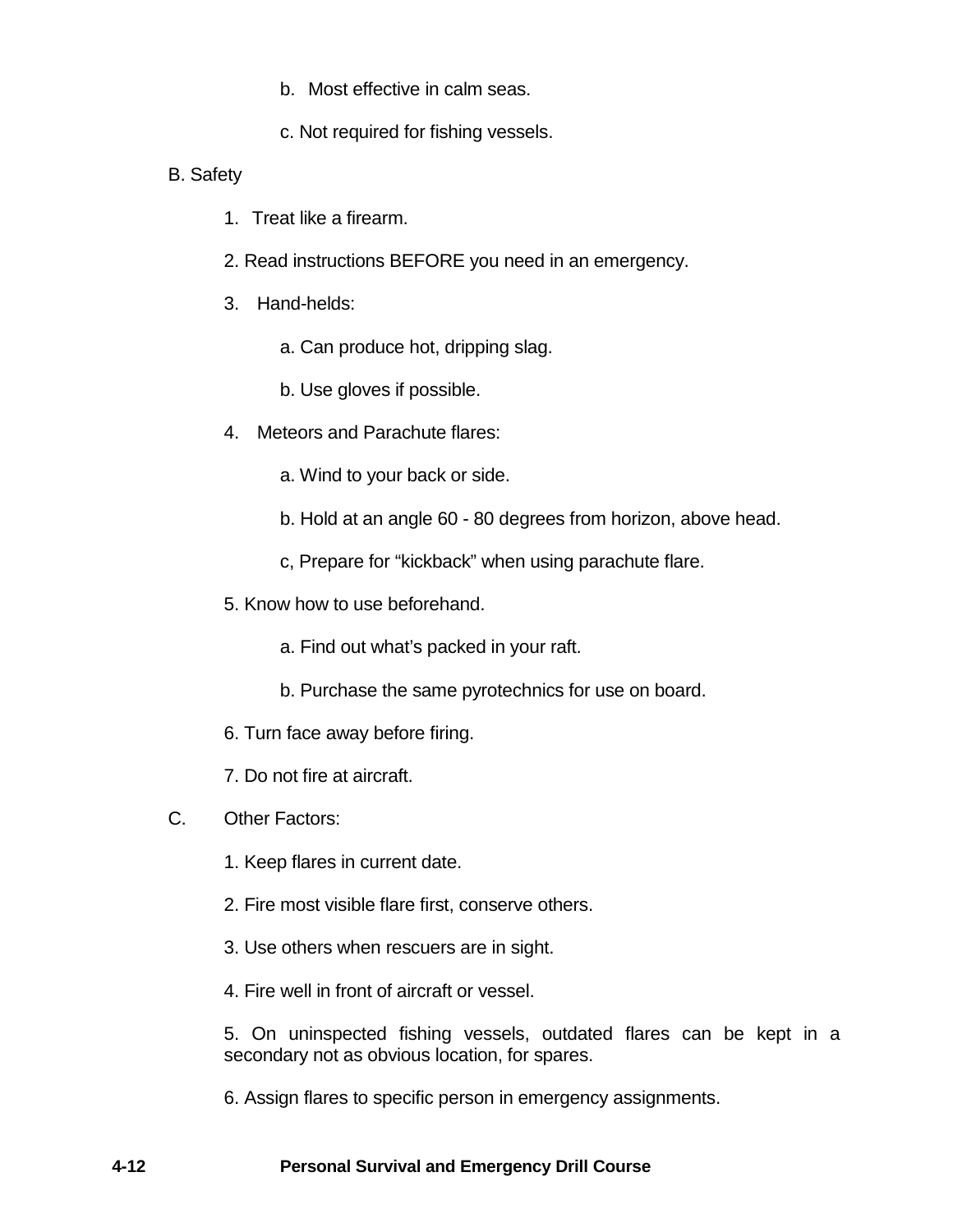b. Most effective in calm seas.

c. Not required for fishing vessels.

B. Safety

1. Treat like a firearm.

2. Read instructions BEFORE you need in an emergency.

3. Hand-helds:

   a. Can produce hot, dripping slag.

   b. Use gloves if possible.

4. Meteors and Parachute flares:

   a. Wind to your back or side.

   b. Hold at an angle 60 - 80 degrees from horizon, above head.

   c, Prepare for "kickback" when using parachute flare.

5. Know how to use beforehand.

   a. Find out what's packed in your raft.

   b. Purchase the same pyrotechnics for use on board.

6. Turn face away before firing.

7. Do not fire at aircraft.

C. Other Factors:

1. Keep flares in current date.

2. Fire most visible flare first, conserve others.

3. Use others when rescuers are in sight.

4. Fire well in front of aircraft or vessel.

5. On uninspected fishing vessels, outdated flares can be kept in a secondary not as obvious location, for spares.

6. Assign flares to specific person in emergency assignments.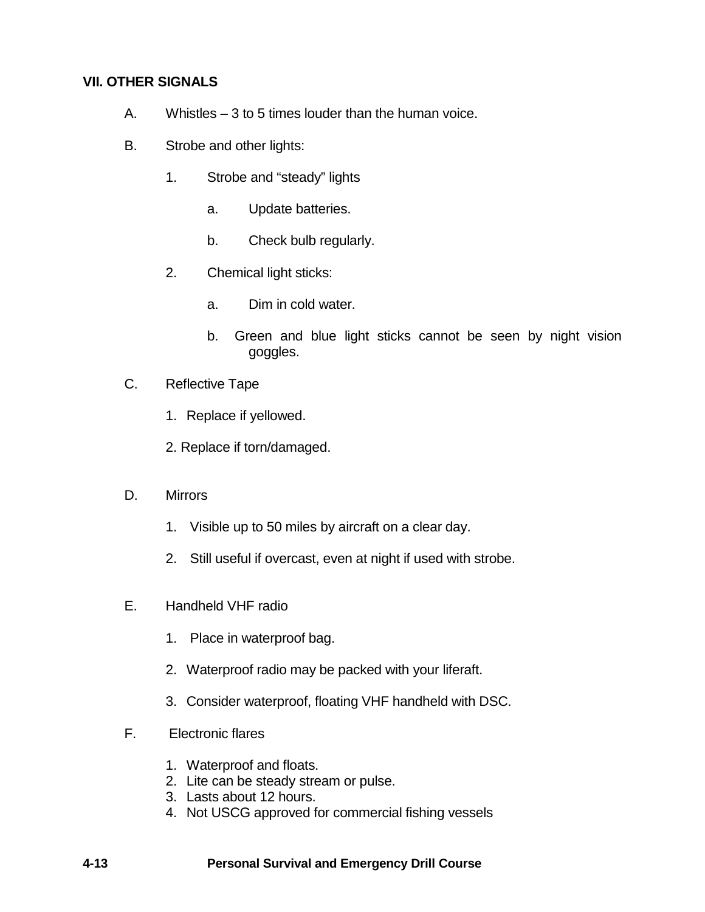## VII. OTHER SIGNALS

A. Whistles – 3 to 5 times louder than the human voice.

B. Strobe and other lights:

1. Strobe and "steady" lights

   a. Update batteries.

   b. Check bulb regularly.

2. Chemical light sticks:

   a. Dim in cold water.

   b. Green and blue light sticks cannot be seen by night vision goggles.

C. Reflective Tape

1. Replace if yellowed.

2. Replace if torn/damaged.

D. Mirrors

1. Visible up to 50 miles by aircraft on a clear day.

2. Still useful if overcast, even at night if used with strobe.

E. Handheld VHF radio

1. Place in waterproof bag.

2. Waterproof radio may be packed with your liferaft.

3. Consider waterproof, floating VHF handheld with DSC.

F. Electronic flares

1. Waterproof and floats.
2. Lite can be steady stream or pulse.
3. Lasts about 12 hours.
4. Not USCG approved for commercial fishing vessels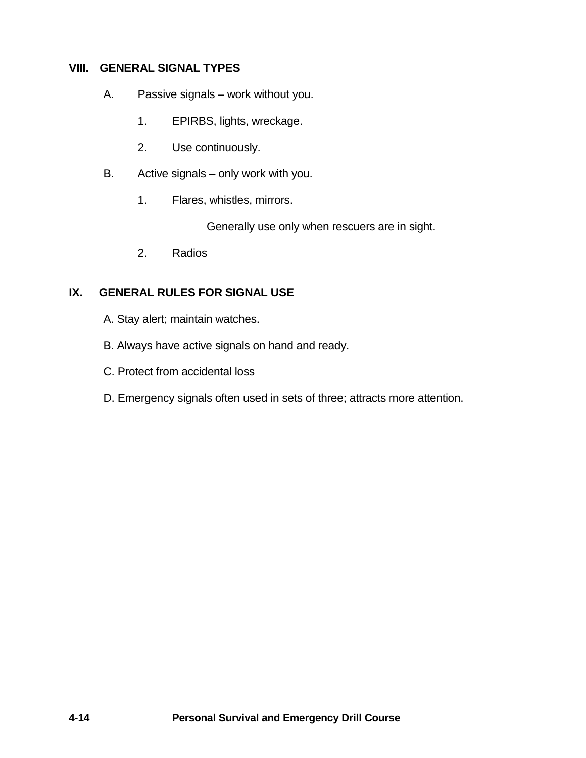## VIII. GENERAL SIGNAL TYPES

A. Passive signals – work without you.

1. EPIRBS, lights, wreckage.

2. Use continuously.

B. Active signals – only work with you.

1. Flares, whistles, mirrors.

   Generally use only when rescuers are in sight.

2. Radios

## IX. GENERAL RULES FOR SIGNAL USE

A. Stay alert; maintain watches.

B. Always have active signals on hand and ready.

C. Protect from accidental loss

D. Emergency signals often used in sets of three; attracts more attention.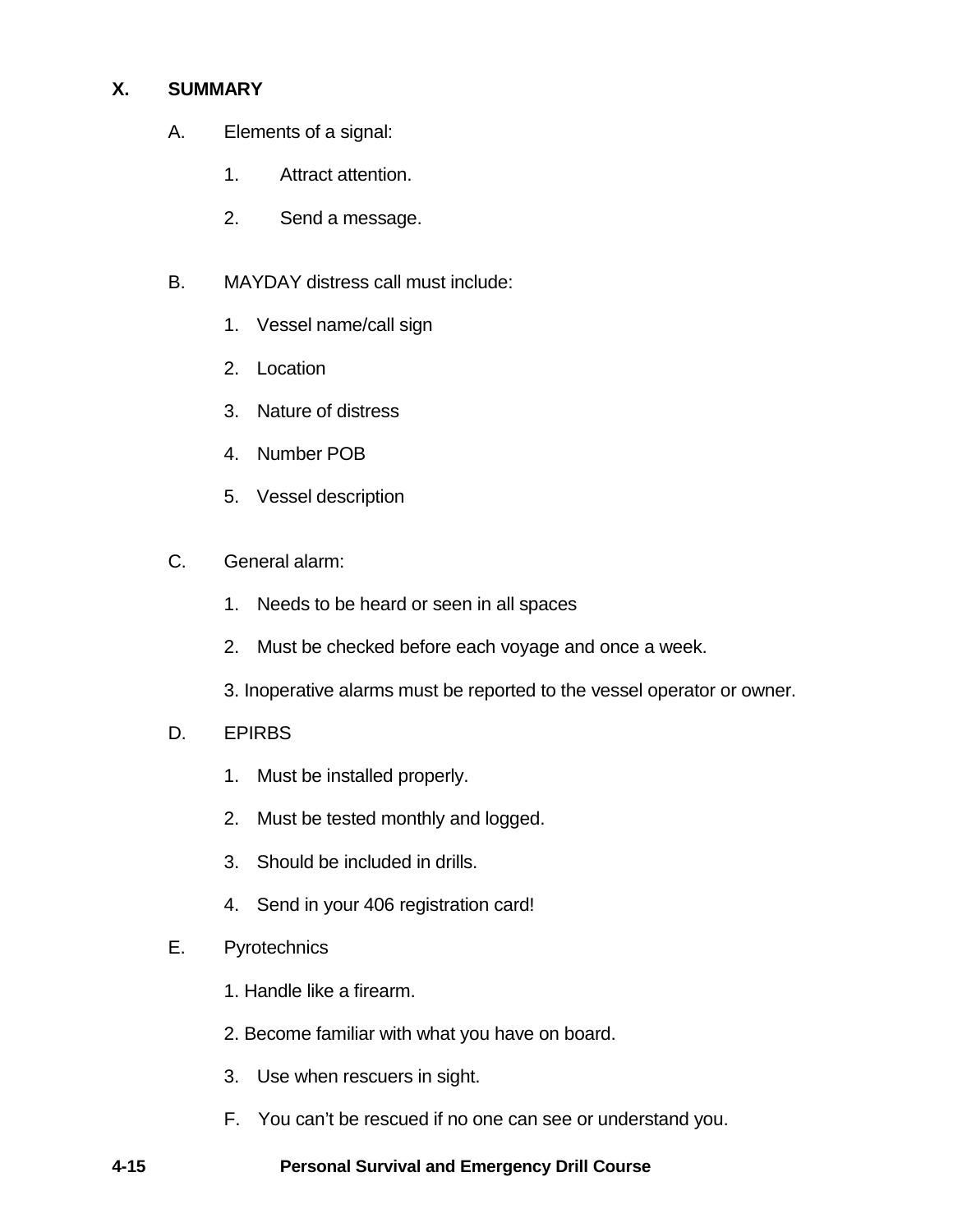## X. SUMMARY

A. Elements of a signal:

1. Attract attention.
2. Send a message.

B. MAYDAY distress call must include:

1. Vessel name/call sign
2. Location
3. Nature of distress
4. Number POB
5. Vessel description

C. General alarm:

1. Needs to be heard or seen in all spaces
2. Must be checked before each voyage and once a week.
3. Inoperative alarms must be reported to the vessel operator or owner.

D. EPIRBS

1. Must be installed properly.
2. Must be tested monthly and logged.
3. Should be included in drills.
4. Send in your 406 registration card!

E. Pyrotechnics

1. Handle like a firearm.
2. Become familiar with what you have on board.
3. Use when rescuers in sight.

F. You can't be rescued if no one can see or understand you.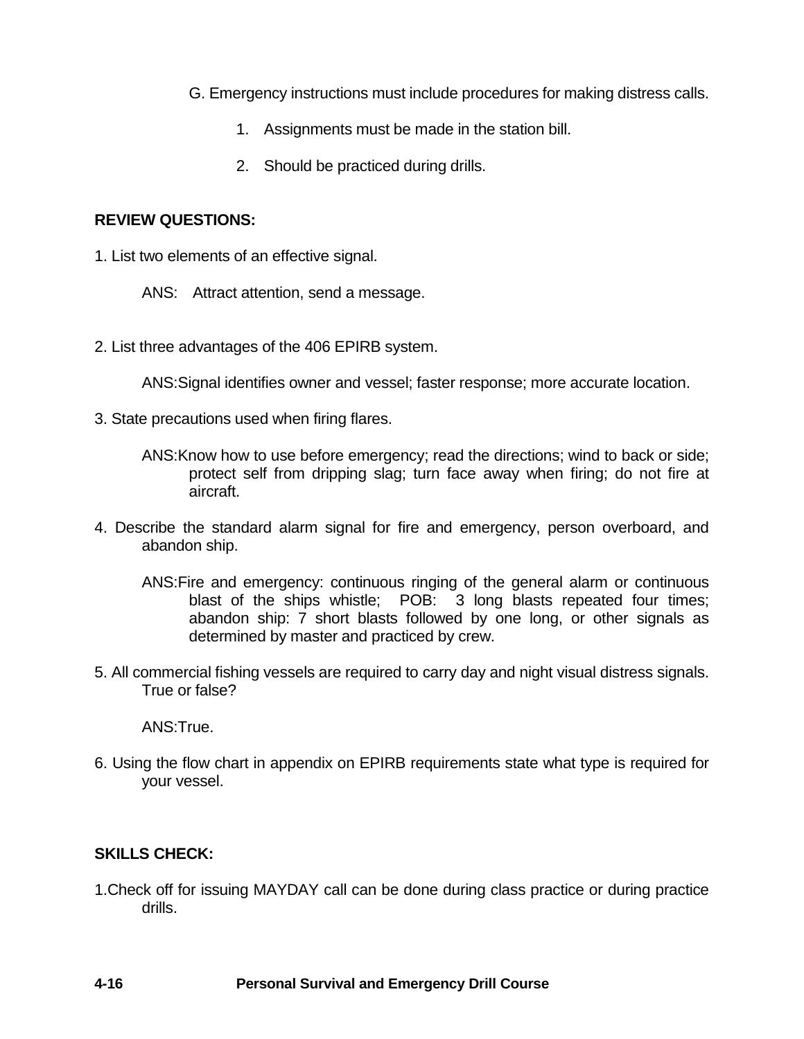G. Emergency instructions must include procedures for making distress calls.

1. Assignments must be made in the station bill.
2. Should be practiced during drills.

**REVIEW QUESTIONS:**

1. List two elements of an effective signal.

   ANS: Attract attention, send a message.

2. List three advantages of the 406 EPIRB system.

   ANS: Signal identifies owner and vessel; faster response; more accurate location.

3. State precautions used when firing flares.

   ANS: Know how to use before emergency; read the directions; wind to back or side; protect self from dripping slag; turn face away when firing; do not fire at aircraft.

4. Describe the standard alarm signal for fire and emergency, person overboard, and abandon ship.

   ANS: Fire and emergency: continuous ringing of the general alarm or continuous blast of the ships whistle; POB: 3 long blasts repeated four times; abandon ship: 7 short blasts followed by one long, or other signals as determined by master and practiced by crew.

5. All commercial fishing vessels are required to carry day and night visual distress signals. True or false?

   ANS: True.

6. Using the flow chart in appendix on EPIRB requirements state what type is required for your vessel.

**SKILLS CHECK:**

1. Check off for issuing MAYDAY call can be done during class practice or during practice drills.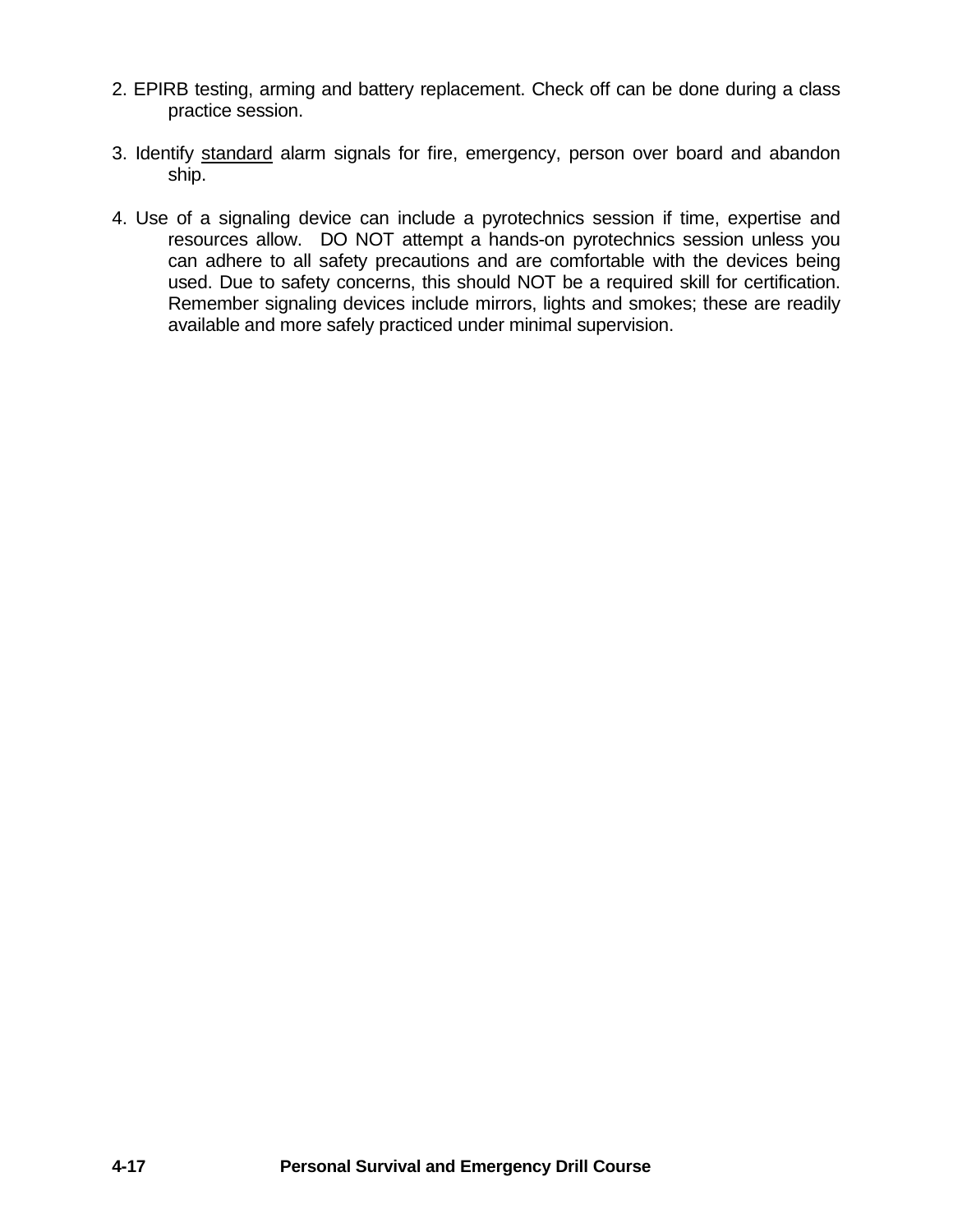2. EPIRB testing, arming and battery replacement. Check off can be done during a class practice session.

3. Identify <u>standard</u> alarm signals for fire, emergency, person over board and abandon ship.

4. Use of a signaling device can include a pyrotechnics session if time, expertise and resources allow. DO NOT attempt a hands-on pyrotechnics session unless you can adhere to all safety precautions and are comfortable with the devices being used. Due to safety concerns, this should NOT be a required skill for certification. Remember signaling devices include mirrors, lights and smokes; these are readily available and more safely practiced under minimal supervision.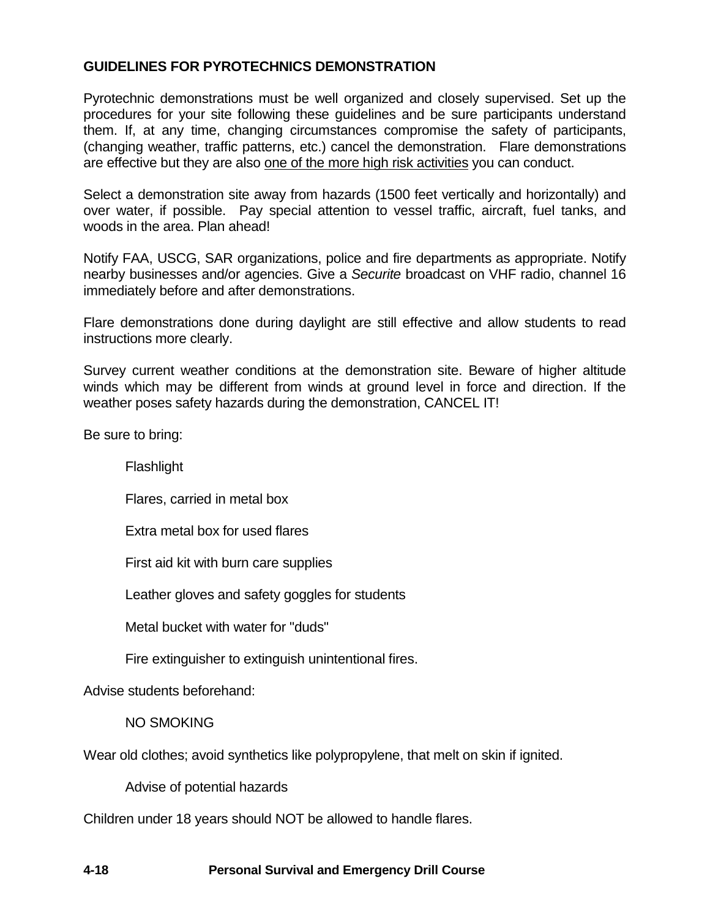## GUIDELINES FOR PYROTECHNICS DEMONSTRATION

Pyrotechnic demonstrations must be well organized and closely supervised. Set up the procedures for your site following these guidelines and be sure participants understand them. If, at any time, changing circumstances compromise the safety of participants, (changing weather, traffic patterns, etc.) cancel the demonstration. Flare demonstrations are effective but they are also <u>one of the more high risk activities</u> you can conduct.

Select a demonstration site away from hazards (1500 feet vertically and horizontally) and over water, if possible. Pay special attention to vessel traffic, aircraft, fuel tanks, and woods in the area. Plan ahead!

Notify FAA, USCG, SAR organizations, police and fire departments as appropriate. Notify nearby businesses and/or agencies. Give a *Securite* broadcast on VHF radio, channel 16 immediately before and after demonstrations.

Flare demonstrations done during daylight are still effective and allow students to read instructions more clearly.

Survey current weather conditions at the demonstration site. Beware of higher altitude winds which may be different from winds at ground level in force and direction. If the weather poses safety hazards during the demonstration, CANCEL IT!

Be sure to bring:

- Flashlight
- Flares, carried in metal box
- Extra metal box for used flares
- First aid kit with burn care supplies
- Leather gloves and safety goggles for students
- Metal bucket with water for "duds"
- Fire extinguisher to extinguish unintentional fires.

Advise students beforehand:

- NO SMOKING

Wear old clothes; avoid synthetics like polypropylene, that melt on skin if ignited.

- Advise of potential hazards

Children under 18 years should NOT be allowed to handle flares.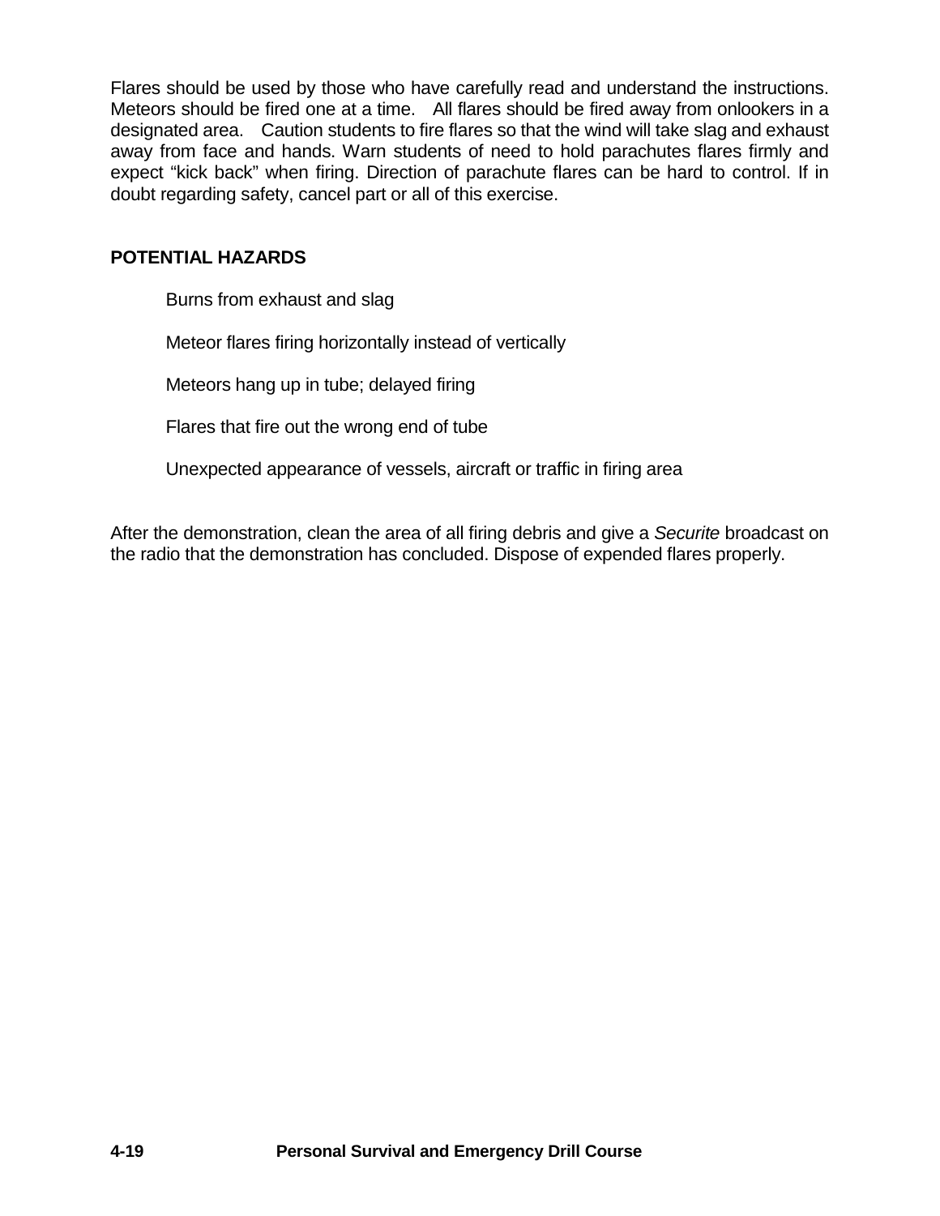Flares should be used by those who have carefully read and understand the instructions. Meteors should be fired one at a time. All flares should be fired away from onlookers in a designated area. Caution students to fire flares so that the wind will take slag and exhaust away from face and hands. Warn students of need to hold parachutes flares firmly and expect “kick back” when firing. Direction of parachute flares can be hard to control. If in doubt regarding safety, cancel part or all of this exercise.

**POTENTIAL HAZARDS**

Burns from exhaust and slag

Meteor flares firing horizontally instead of vertically

Meteors hang up in tube; delayed firing

Flares that fire out the wrong end of tube

Unexpected appearance of vessels, aircraft or traffic in firing area

After the demonstration, clean the area of all firing debris and give a *Securite* broadcast on the radio that the demonstration has concluded. Dispose of expended flares properly.